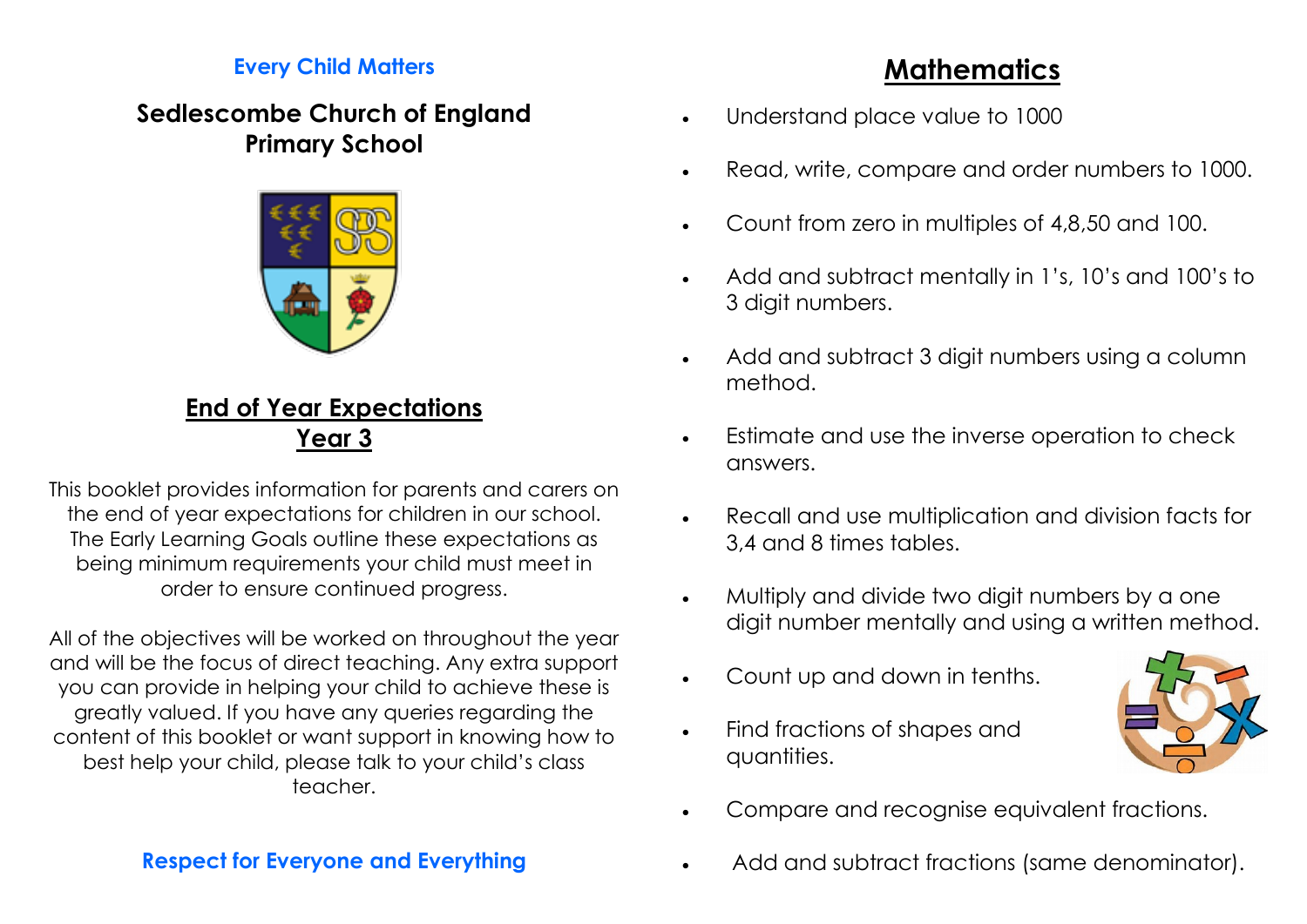**Every Child Matters**

# Sedlescombe Church of England Primary School

## End of Year Expectations
## Year 3

This booklet provides information for parents and carers on the end of year expectations for children in our school. The Early Learning Goals outline these expectations as being minimum requirements your child must meet in order to ensure continued progress.

All of the objectives will be worked on throughout the year and will be the focus of direct teaching. Any extra support you can provide in helping your child to achieve these is greatly valued. If you have any queries regarding the content of this booklet or want support in knowing how to best help your child, please talk to your child's class teacher.

**Respect for Everyone and Everything**

## Mathematics

- Understand place value to 1000
- Read, write, compare and order numbers to 1000.
- Count from zero in multiples of 4,8,50 and 100.
- Add and subtract mentally in 1's, 10's and 100's to 3 digit numbers.
- Add and subtract 3 digit numbers using a column method.
- Estimate and use the inverse operation to check answers.
- Recall and use multiplication and division facts for 3,4 and 8 times tables.
- Multiply and divide two digit numbers by a one digit number mentally and using a written method.
- Count up and down in tenths.
- Find fractions of shapes and quantities.
- Compare and recognise equivalent fractions.
- Add and subtract fractions (same denominator).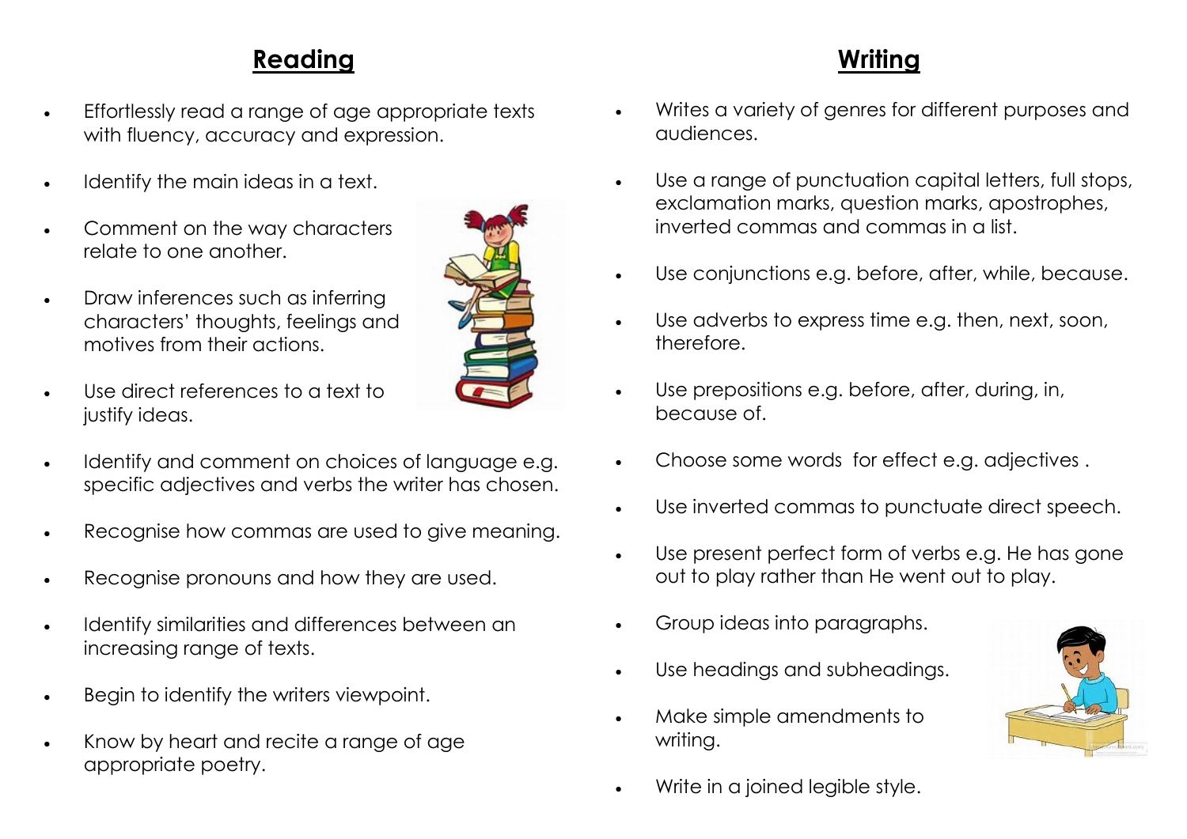## Reading

- Effortlessly read a range of age appropriate texts with fluency, accuracy and expression.
- Identify the main ideas in a text.
- Comment on the way characters relate to one another.
- Draw inferences such as inferring characters' thoughts, feelings and motives from their actions.
- Use direct references to a text to justify ideas.
- Identify and comment on choices of language e.g. specific adjectives and verbs the writer has chosen.
- Recognise how commas are used to give meaning.
- Recognise pronouns and how they are used.
- Identify similarities and differences between an increasing range of texts.
- Begin to identify the writers viewpoint.
- Know by heart and recite a range of age appropriate poetry.

## Writing

- Writes a variety of genres for different purposes and audiences.
- Use a range of punctuation capital letters, full stops, exclamation marks, question marks, apostrophes, inverted commas and commas in a list.
- Use conjunctions e.g. before, after, while, because.
- Use adverbs to express time e.g. then, next, soon, therefore.
- Use prepositions e.g. before, after, during, in, because of.
- Choose some words for effect e.g. adjectives .
- Use inverted commas to punctuate direct speech.
- Use present perfect form of verbs e.g. He has gone out to play rather than He went out to play.
- Group ideas into paragraphs.
- Use headings and subheadings.
- Make simple amendments to writing.
- Write in a joined legible style.